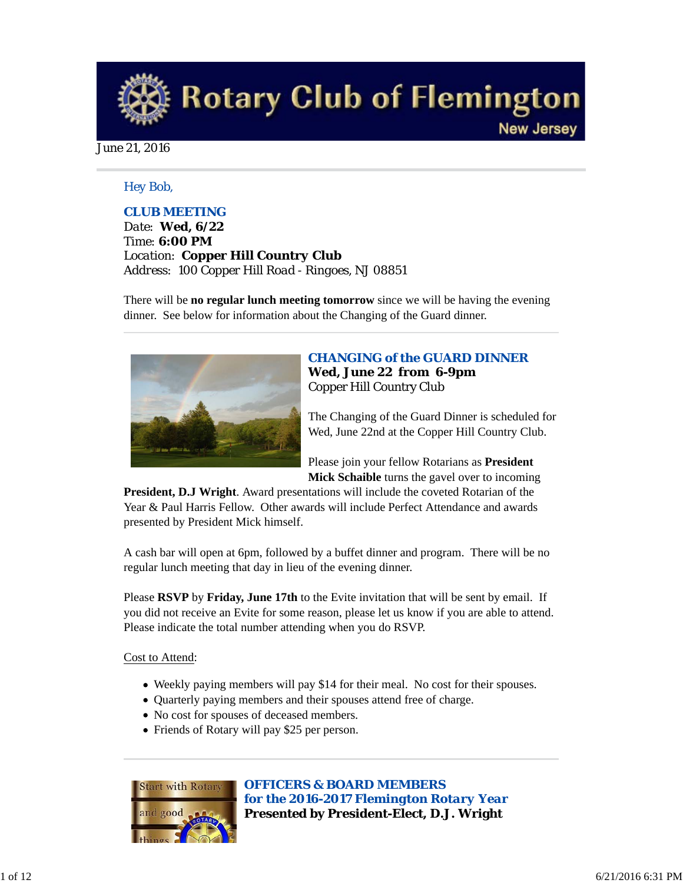# Rotary Club of Flemington

New Jersey

June 21, 2016

Hey Bob,

## CLUB MEETING

Date: **Wed, 6/22**
Time: **6:00 PM**
Location: **Copper Hill Country Club**
Address: 100 Copper Hill Road - Ringoes, NJ 08851

There will be **no regular lunch meeting tomorrow** since we will be having the evening dinner. See below for information about the Changing of the Guard dinner.

## CHANGING of the GUARD DINNER

**Wed, June 22 from 6-9pm**
Copper Hill Country Club

The Changing of the Guard Dinner is scheduled for Wed, June 22nd at the Copper Hill Country Club.

Please join your fellow Rotarians as **President Mick Schaible** turns the gavel over to incoming **President, D.J Wright**. Award presentations will include the coveted Rotarian of the Year & Paul Harris Fellow. Other awards will include Perfect Attendance and awards presented by President Mick himself.

A cash bar will open at 6pm, followed by a buffet dinner and program. There will be no regular lunch meeting that day in lieu of the evening dinner.

Please **RSVP** by **Friday, June 17th** to the Evite invitation that will be sent by email. If you did not receive an Evite for some reason, please let us know if you are able to attend. Please indicate the total number attending when you do RSVP.

Cost to Attend:

- Weekly paying members will pay $14 for their meal. No cost for their spouses.
- Quarterly paying members and their spouses attend free of charge.
- No cost for spouses of deceased members.
- Friends of Rotary will pay $25 per person.

## OFFICERS & BOARD MEMBERS for the 2016-2017 Flemington Rotary Year

**Presented by President-Elect, D.J. Wright**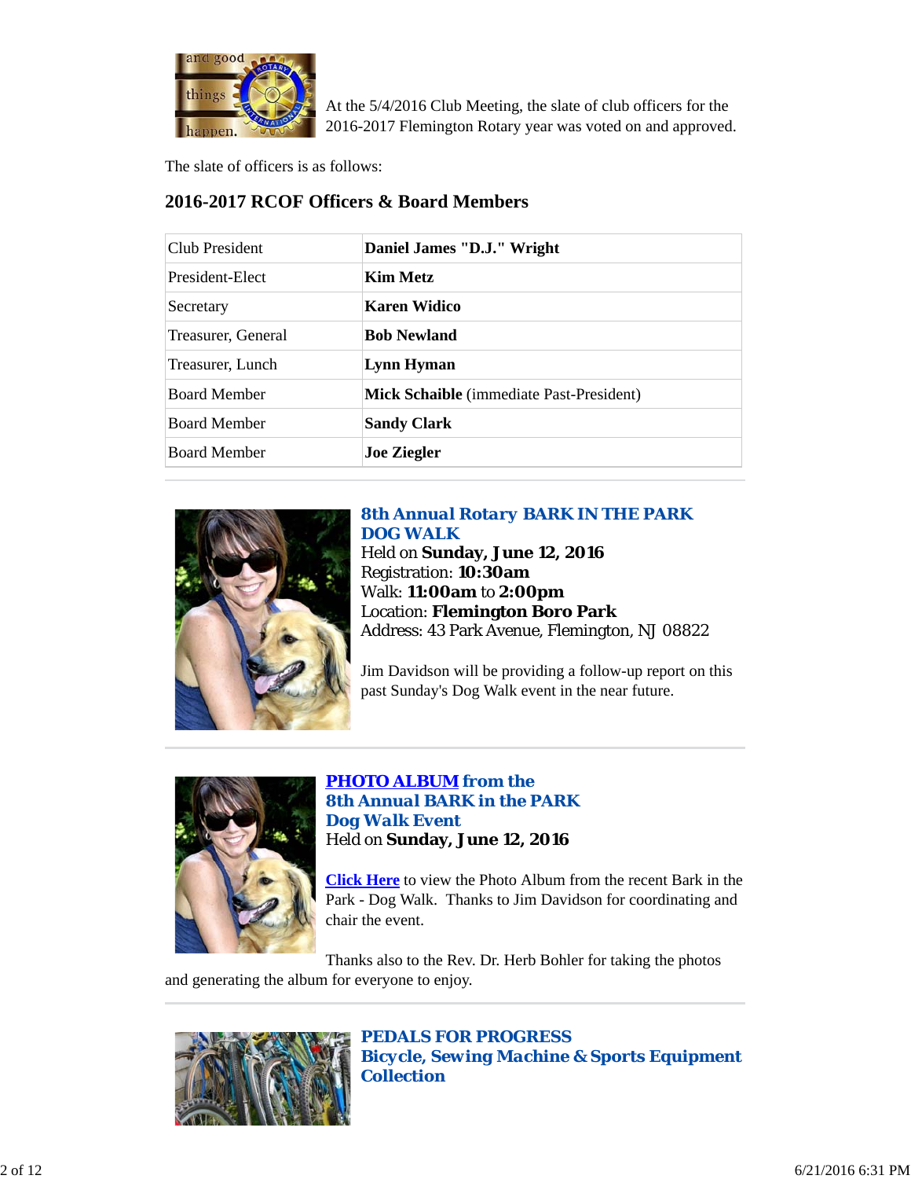At the 5/4/2016 Club Meeting, the slate of club officers for the 2016-2017 Flemington Rotary year was voted on and approved.

The slate of officers is as follows:

### 2016-2017 RCOF Officers & Board Members

| Club President | **Daniel James "D.J." Wright** |
|---|---|
| President-Elect | **Kim Metz** |
| Secretary | **Karen Widico** |
| Treasurer, General | **Bob Newland** |
| Treasurer, Lunch | **Lynn Hyman** |
| Board Member | **Mick Schaible** (immediate Past-President) |
| Board Member | **Sandy Clark** |
| Board Member | **Joe Ziegler** |

### 8th Annual Rotary BARK IN THE PARK DOG WALK

Held on **Sunday, June 12, 2016**
Registration: **10:30am**
Walk: **11:00am** to **2:00pm**
Location: **Flemington Boro Park**
Address: 43 Park Avenue, Flemington, NJ 08822

Jim Davidson will be providing a follow-up report on this past Sunday's Dog Walk event in the near future.

### PHOTO ALBUM from the 8th Annual BARK in the PARK Dog Walk Event

Held on **Sunday, June 12, 2016**

**Click Here** to view the Photo Album from the recent Bark in the Park - Dog Walk. Thanks to Jim Davidson for coordinating and chair the event.

Thanks also to the Rev. Dr. Herb Bohler for taking the photos and generating the album for everyone to enjoy.

### PEDALS FOR PROGRESS Bicycle, Sewing Machine & Sports Equipment Collection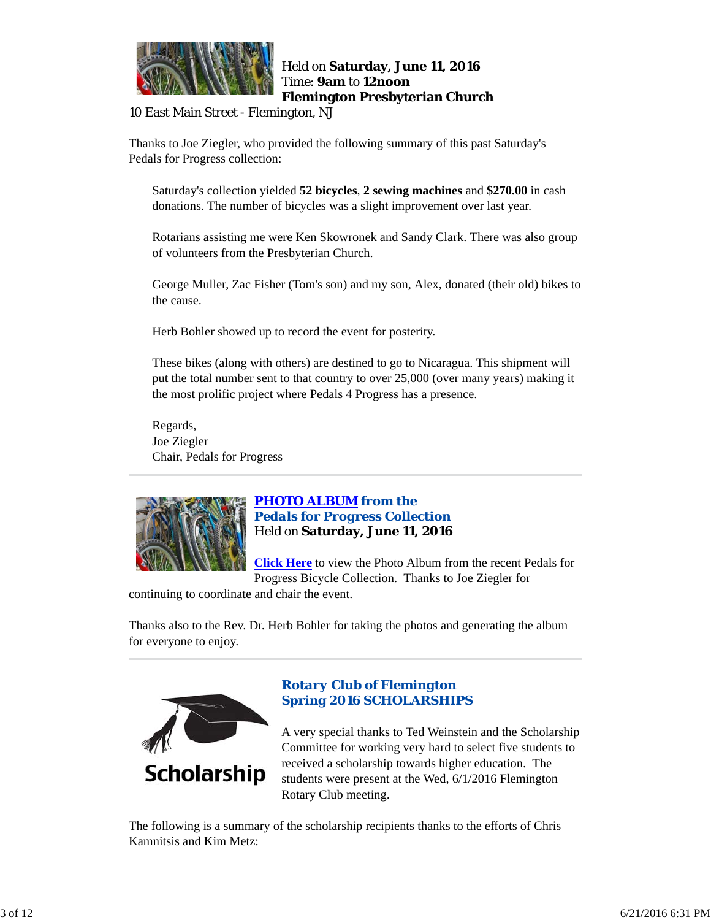Held on **Saturday, June 11, 2016**
Time: **9am** to **12noon**
**Flemington Presbyterian Church**
10 East Main Street - Flemington, NJ

Thanks to Joe Ziegler, who provided the following summary of this past Saturday's Pedals for Progress collection:

> Saturday's collection yielded **52 bicycles**, **2 sewing machines** and **$270.00** in cash donations. The number of bicycles was a slight improvement over last year.
>
> Rotarians assisting me were Ken Skowronek and Sandy Clark. There was also group of volunteers from the Presbyterian Church.
>
> George Muller, Zac Fisher (Tom's son) and my son, Alex, donated (their old) bikes to the cause.
>
> Herb Bohler showed up to record the event for posterity.
>
> These bikes (along with others) are destined to go to Nicaragua. This shipment will put the total number sent to that country to over 25,000 (over many years) making it the most prolific project where Pedals 4 Progress has a presence.
>
> Regards,
> Joe Ziegler
> Chair, Pedals for Progress

---

## PHOTO ALBUM from the Pedals for Progress Collection

Held on **Saturday, June 11, 2016**

**Click Here** to view the Photo Album from the recent Pedals for Progress Bicycle Collection. Thanks to Joe Ziegler for continuing to coordinate and chair the event.

Thanks also to the Rev. Dr. Herb Bohler for taking the photos and generating the album for everyone to enjoy.

---

## Rotary Club of Flemington Spring 2016 SCHOLARSHIPS

A very special thanks to Ted Weinstein and the Scholarship Committee for working very hard to select five students to received a scholarship towards higher education. The students were present at the Wed, 6/1/2016 Flemington Rotary Club meeting.

The following is a summary of the scholarship recipients thanks to the efforts of Chris Kamnitsis and Kim Metz: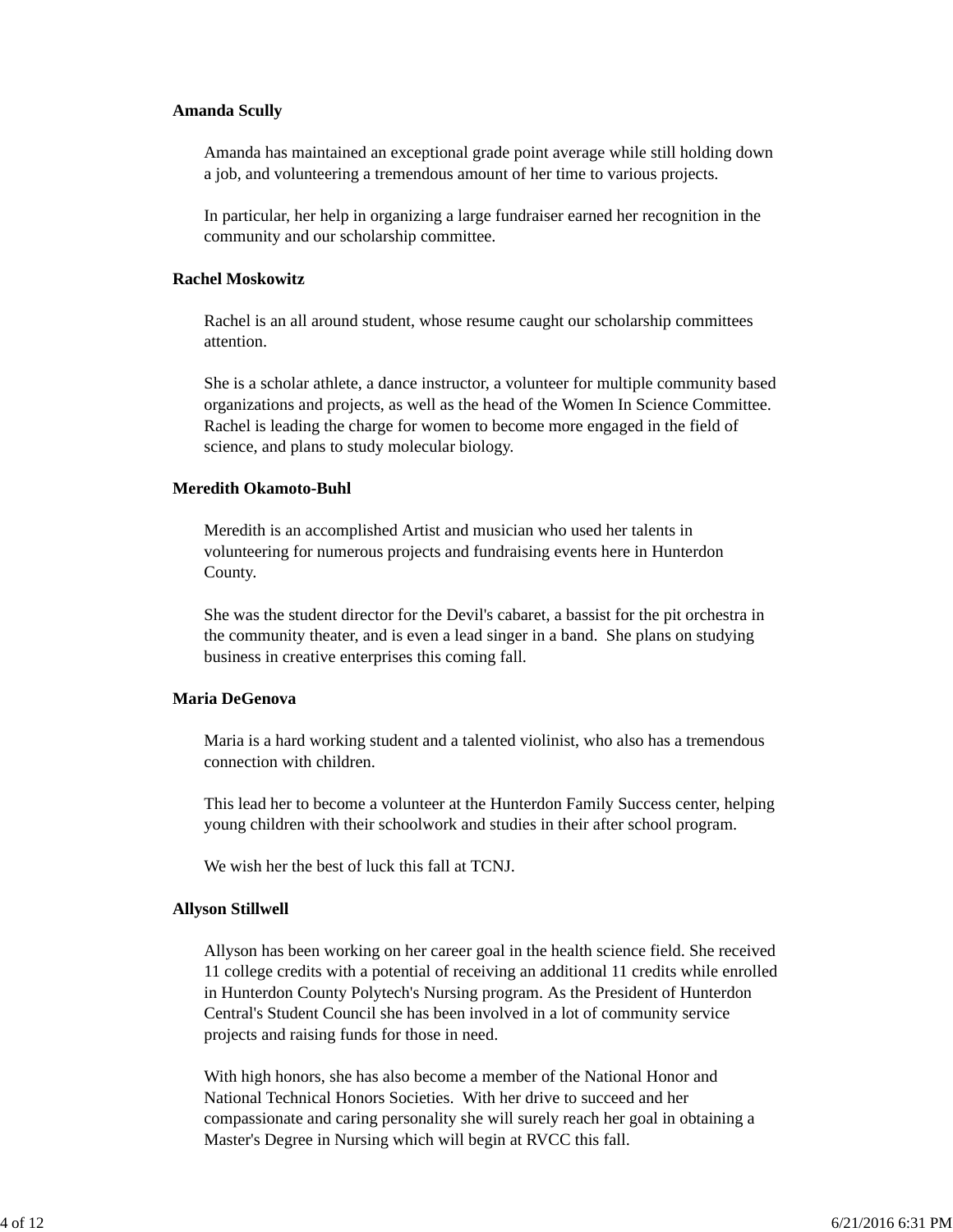**Amanda Scully**

Amanda has maintained an exceptional grade point average while still holding down a job, and volunteering a tremendous amount of her time to various projects.

In particular, her help in organizing a large fundraiser earned her recognition in the community and our scholarship committee.

**Rachel Moskowitz**

Rachel is an all around student, whose resume caught our scholarship committees attention.

She is a scholar athlete, a dance instructor, a volunteer for multiple community based organizations and projects, as well as the head of the Women In Science Committee. Rachel is leading the charge for women to become more engaged in the field of science, and plans to study molecular biology.

**Meredith Okamoto-Buhl**

Meredith is an accomplished Artist and musician who used her talents in volunteering for numerous projects and fundraising events here in Hunterdon County.

She was the student director for the Devil's cabaret, a bassist for the pit orchestra in the community theater, and is even a lead singer in a band. She plans on studying business in creative enterprises this coming fall.

**Maria DeGenova**

Maria is a hard working student and a talented violinist, who also has a tremendous connection with children.

This lead her to become a volunteer at the Hunterdon Family Success center, helping young children with their schoolwork and studies in their after school program.

We wish her the best of luck this fall at TCNJ.

**Allyson Stillwell**

Allyson has been working on her career goal in the health science field. She received 11 college credits with a potential of receiving an additional 11 credits while enrolled in Hunterdon County Polytech's Nursing program. As the President of Hunterdon Central's Student Council she has been involved in a lot of community service projects and raising funds for those in need.

With high honors, she has also become a member of the National Honor and National Technical Honors Societies. With her drive to succeed and her compassionate and caring personality she will surely reach her goal in obtaining a Master's Degree in Nursing which will begin at RVCC this fall.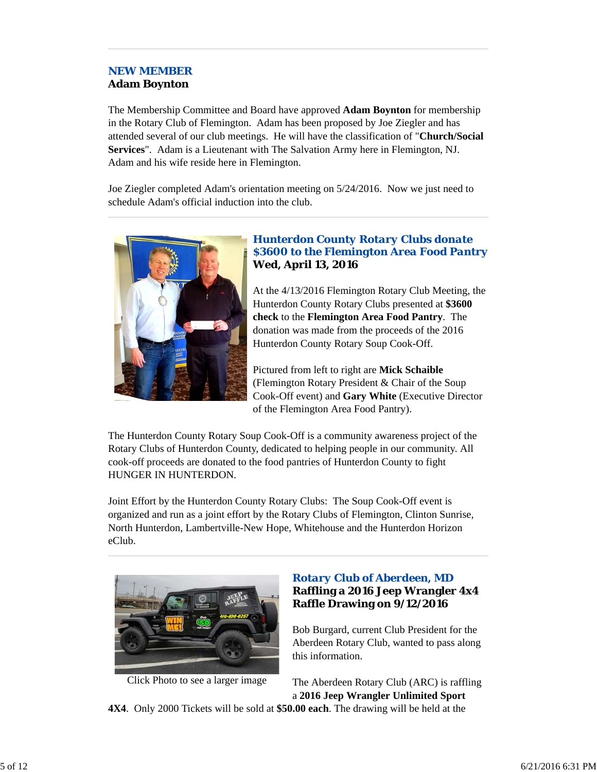## NEW MEMBER
**Adam Boynton**

The Membership Committee and Board have approved **Adam Boynton** for membership in the Rotary Club of Flemington. Adam has been proposed by Joe Ziegler and has attended several of our club meetings. He will have the classification of "**Church/Social Services**". Adam is a Lieutenant with The Salvation Army here in Flemington, NJ. Adam and his wife reside here in Flemington.

Joe Ziegler completed Adam's orientation meeting on 5/24/2016. Now we just need to schedule Adam's official induction into the club.

---

## Hunterdon County Rotary Clubs donate $3600 to the Flemington Area Food Pantry
**Wed, April 13, 2016**

At the 4/13/2016 Flemington Rotary Club Meeting, the Hunterdon County Rotary Clubs presented at **$3600 check** to the **Flemington Area Food Pantry**. The donation was made from the proceeds of the 2016 Hunterdon County Rotary Soup Cook-Off.

Pictured from left to right are **Mick Schaible** (Flemington Rotary President & Chair of the Soup Cook-Off event) and **Gary White** (Executive Director of the Flemington Area Food Pantry).

The Hunterdon County Rotary Soup Cook-Off is a community awareness project of the Rotary Clubs of Hunterdon County, dedicated to helping people in our community. All cook-off proceeds are donated to the food pantries of Hunterdon County to fight HUNGER IN HUNTERDON.

Joint Effort by the Hunterdon County Rotary Clubs: The Soup Cook-Off event is organized and run as a joint effort by the Rotary Clubs of Flemington, Clinton Sunrise, North Hunterdon, Lambertville-New Hope, Whitehouse and the Hunterdon Horizon eClub.

---

## Rotary Club of Aberdeen, MD
**Raffling a 2016 Jeep Wrangler 4x4**
**Raffle Drawing on 9/12/2016**

Click Photo to see a larger image

Bob Burgard, current Club President for the Aberdeen Rotary Club, wanted to pass along this information.

The Aberdeen Rotary Club (ARC) is raffling a **2016 Jeep Wrangler Unlimited Sport 4X4**. Only 2000 Tickets will be sold at **$50.00 each**. The drawing will be held at the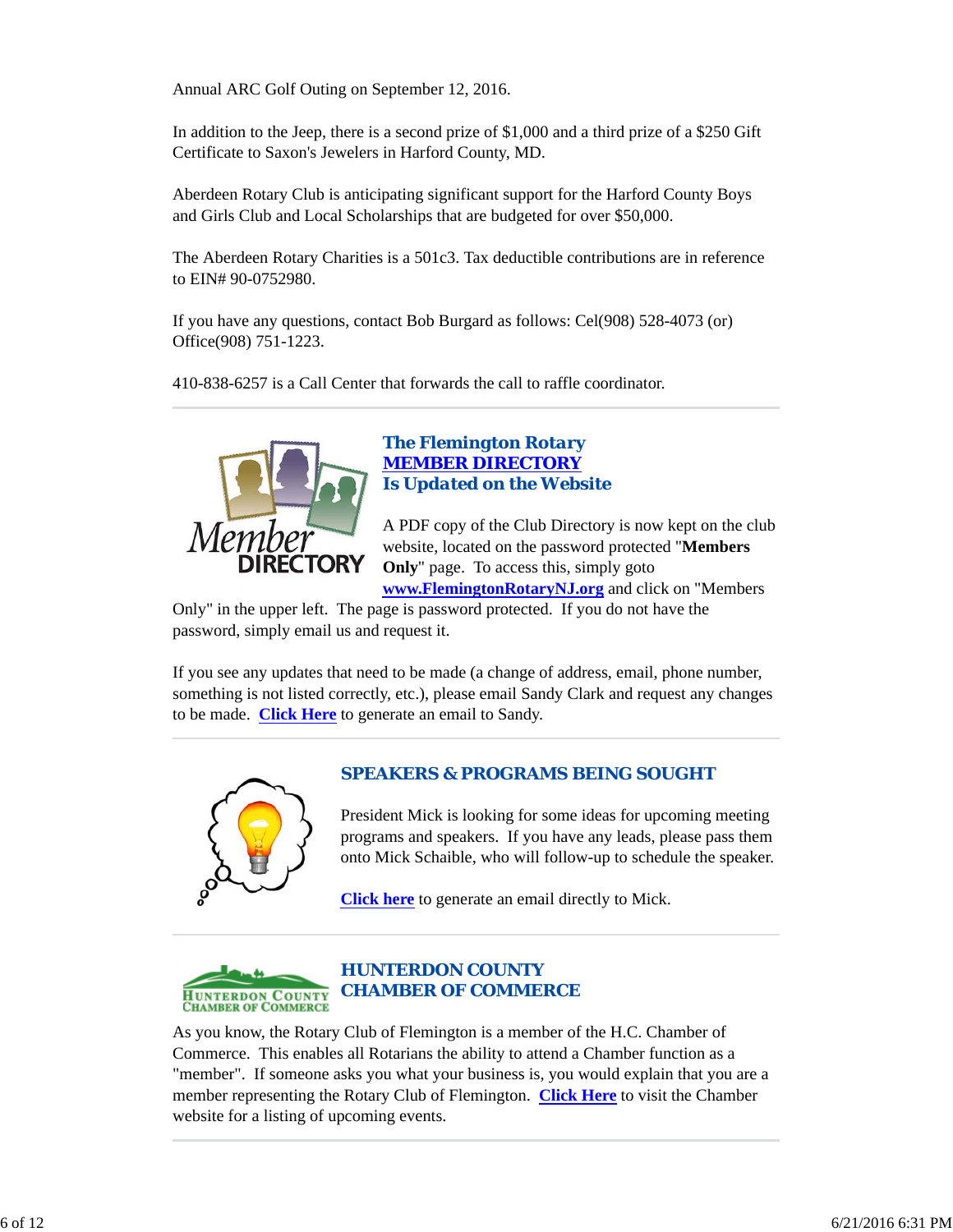Annual ARC Golf Outing on September 12, 2016.

In addition to the Jeep, there is a second prize of $1,000 and a third prize of a $250 Gift Certificate to Saxon's Jewelers in Harford County, MD.

Aberdeen Rotary Club is anticipating significant support for the Harford County Boys and Girls Club and Local Scholarships that are budgeted for over $50,000.

The Aberdeen Rotary Charities is a 501c3. Tax deductible contributions are in reference to EIN# 90-0752980.

If you have any questions, contact Bob Burgard as follows: Cel(908) 528-4073 (or) Office(908) 751-1223.

410-838-6257 is a Call Center that forwards the call to raffle coordinator.

---

## The Flemington Rotary MEMBER DIRECTORY Is Updated on the Website

A PDF copy of the Club Directory is now kept on the club website, located on the password protected "**Members Only**" page. To access this, simply goto **www.FlemingtonRotaryNJ.org** and click on "Members Only" in the upper left. The page is password protected. If you do not have the password, simply email us and request it.

If you see any updates that need to be made (a change of address, email, phone number, something is not listed correctly, etc.), please email Sandy Clark and request any changes to be made. **Click Here** to generate an email to Sandy.

---

## SPEAKERS & PROGRAMS BEING SOUGHT

President Mick is looking for some ideas for upcoming meeting programs and speakers. If you have any leads, please pass them onto Mick Schaible, who will follow-up to schedule the speaker.

**Click here** to generate an email directly to Mick.

---

## HUNTERDON COUNTY CHAMBER OF COMMERCE

As you know, the Rotary Club of Flemington is a member of the H.C. Chamber of Commerce. This enables all Rotarians the ability to attend a Chamber function as a "member". If someone asks you what your business is, you would explain that you are a member representing the Rotary Club of Flemington. **Click Here** to visit the Chamber website for a listing of upcoming events.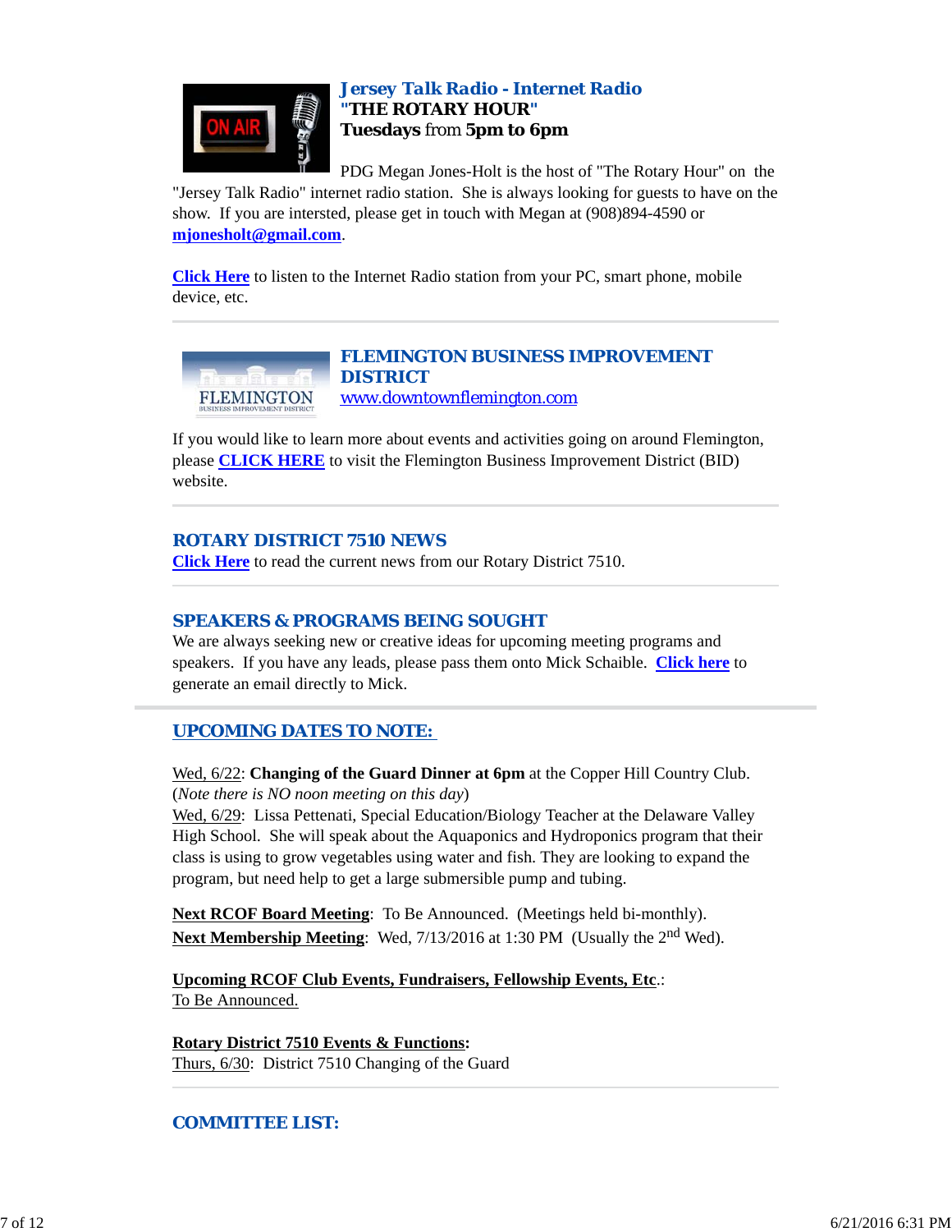### Jersey Talk Radio - Internet Radio
**"THE ROTARY HOUR"**
**Tuesdays** from **5pm to 6pm**

PDG Megan Jones-Holt is the host of "The Rotary Hour" on the "Jersey Talk Radio" internet radio station. She is always looking for guests to have on the show. If you are intersted, please get in touch with Megan at (908)894-4590 or **mjonesholt@gmail.com**.

**Click Here** to listen to the Internet Radio station from your PC, smart phone, mobile device, etc.

---

### FLEMINGTON BUSINESS IMPROVEMENT DISTRICT
www.downtownflemington.com

If you would like to learn more about events and activities going on around Flemington, please **CLICK HERE** to visit the Flemington Business Improvement District (BID) website.

---

### ROTARY DISTRICT 7510 NEWS
**Click Here** to read the current news from our Rotary District 7510.

---

### SPEAKERS & PROGRAMS BEING SOUGHT
We are always seeking new or creative ideas for upcoming meeting programs and speakers. If you have any leads, please pass them onto Mick Schaible. **Click here** to generate an email directly to Mick.

---

### UPCOMING DATES TO NOTE:

Wed, 6/22: **Changing of the Guard Dinner at 6pm** at the Copper Hill Country Club. (*Note there is NO noon meeting on this day*)
Wed, 6/29: Lissa Pettenati, Special Education/Biology Teacher at the Delaware Valley High School. She will speak about the Aquaponics and Hydroponics program that their class is using to grow vegetables using water and fish. They are looking to expand the program, but need help to get a large submersible pump and tubing.

**Next RCOF Board Meeting**: To Be Announced. (Meetings held bi-monthly).
**Next Membership Meeting**: Wed, 7/13/2016 at 1:30 PM (Usually the 2nd Wed).

**Upcoming RCOF Club Events, Fundraisers, Fellowship Events, Etc**.:
To Be Announced.

**Rotary District 7510 Events & Functions:**
Thurs, 6/30: District 7510 Changing of the Guard

---

### COMMITTEE LIST: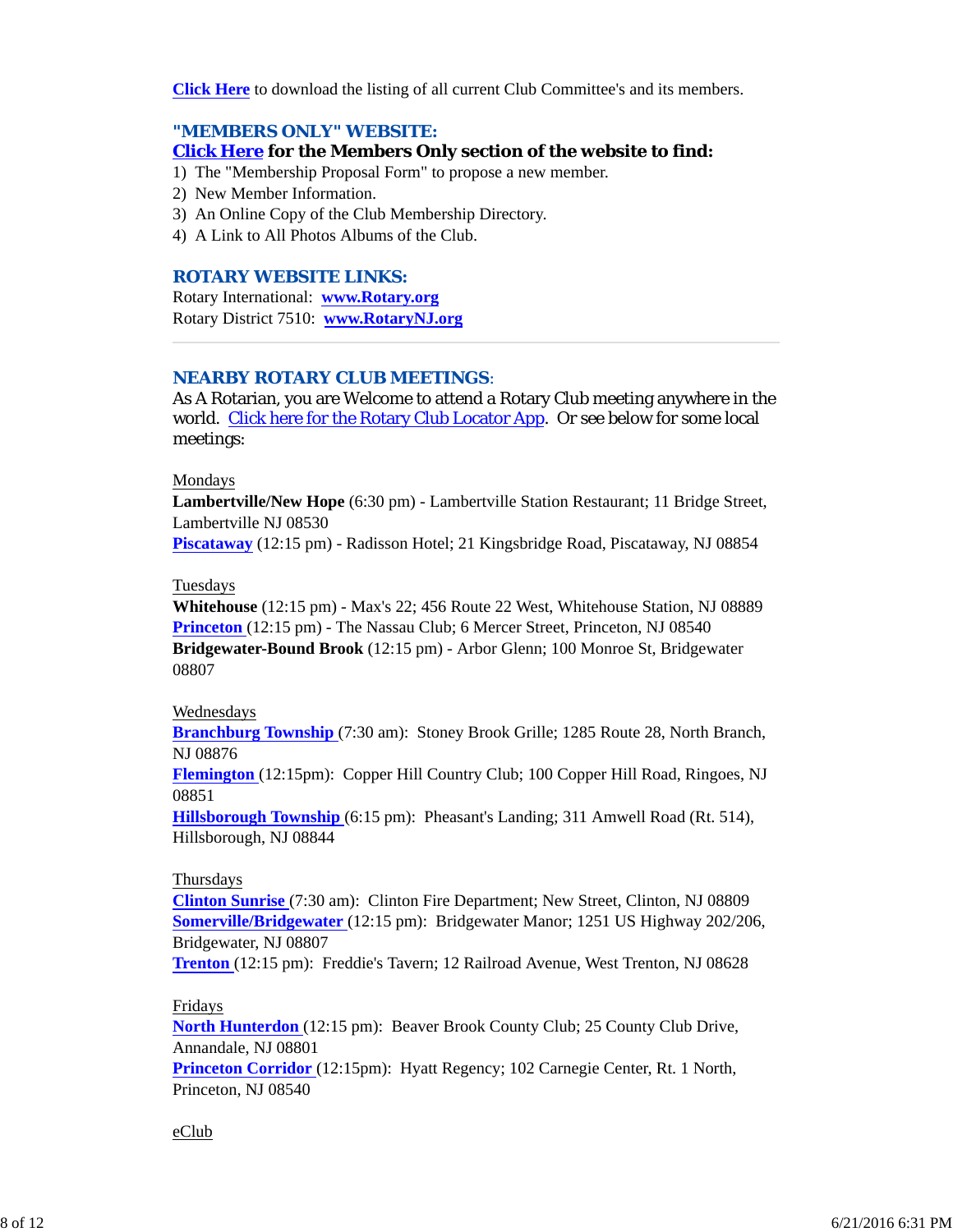**Click Here** to download the listing of all current Club Committee's and its members.

## "MEMBERS ONLY" WEBSITE:

**Click Here for the Members Only section of the website to find:**

1) The "Membership Proposal Form" to propose a new member.
2) New Member Information.
3) An Online Copy of the Club Membership Directory.
4) A Link to All Photos Albums of the Club.

## ROTARY WEBSITE LINKS:

Rotary International: **www.Rotary.org**
Rotary District 7510: **www.RotaryNJ.org**

---

## NEARBY ROTARY CLUB MEETINGS:

As A Rotarian, you are Welcome to attend a Rotary Club meeting anywhere in the world. Click here for the Rotary Club Locator App. Or see below for some local meetings:

Mondays

**Lambertville/New Hope** (6:30 pm) - Lambertville Station Restaurant; 11 Bridge Street, Lambertville NJ 08530
**Piscataway** (12:15 pm) - Radisson Hotel; 21 Kingsbridge Road, Piscataway, NJ 08854

Tuesdays

**Whitehouse** (12:15 pm) - Max's 22; 456 Route 22 West, Whitehouse Station, NJ 08889
**Princeton** (12:15 pm) - The Nassau Club; 6 Mercer Street, Princeton, NJ 08540
**Bridgewater-Bound Brook** (12:15 pm) - Arbor Glenn; 100 Monroe St, Bridgewater 08807

Wednesdays

**Branchburg Township** (7:30 am): Stoney Brook Grille; 1285 Route 28, North Branch, NJ 08876
**Flemington** (12:15pm): Copper Hill Country Club; 100 Copper Hill Road, Ringoes, NJ 08851
**Hillsborough Township** (6:15 pm): Pheasant's Landing; 311 Amwell Road (Rt. 514), Hillsborough, NJ 08844

Thursdays

**Clinton Sunrise** (7:30 am): Clinton Fire Department; New Street, Clinton, NJ 08809
**Somerville/Bridgewater** (12:15 pm): Bridgewater Manor; 1251 US Highway 202/206, Bridgewater, NJ 08807
**Trenton** (12:15 pm): Freddie's Tavern; 12 Railroad Avenue, West Trenton, NJ 08628

Fridays

**North Hunterdon** (12:15 pm): Beaver Brook County Club; 25 County Club Drive, Annandale, NJ 08801
**Princeton Corridor** (12:15pm): Hyatt Regency; 102 Carnegie Center, Rt. 1 North, Princeton, NJ 08540

eClub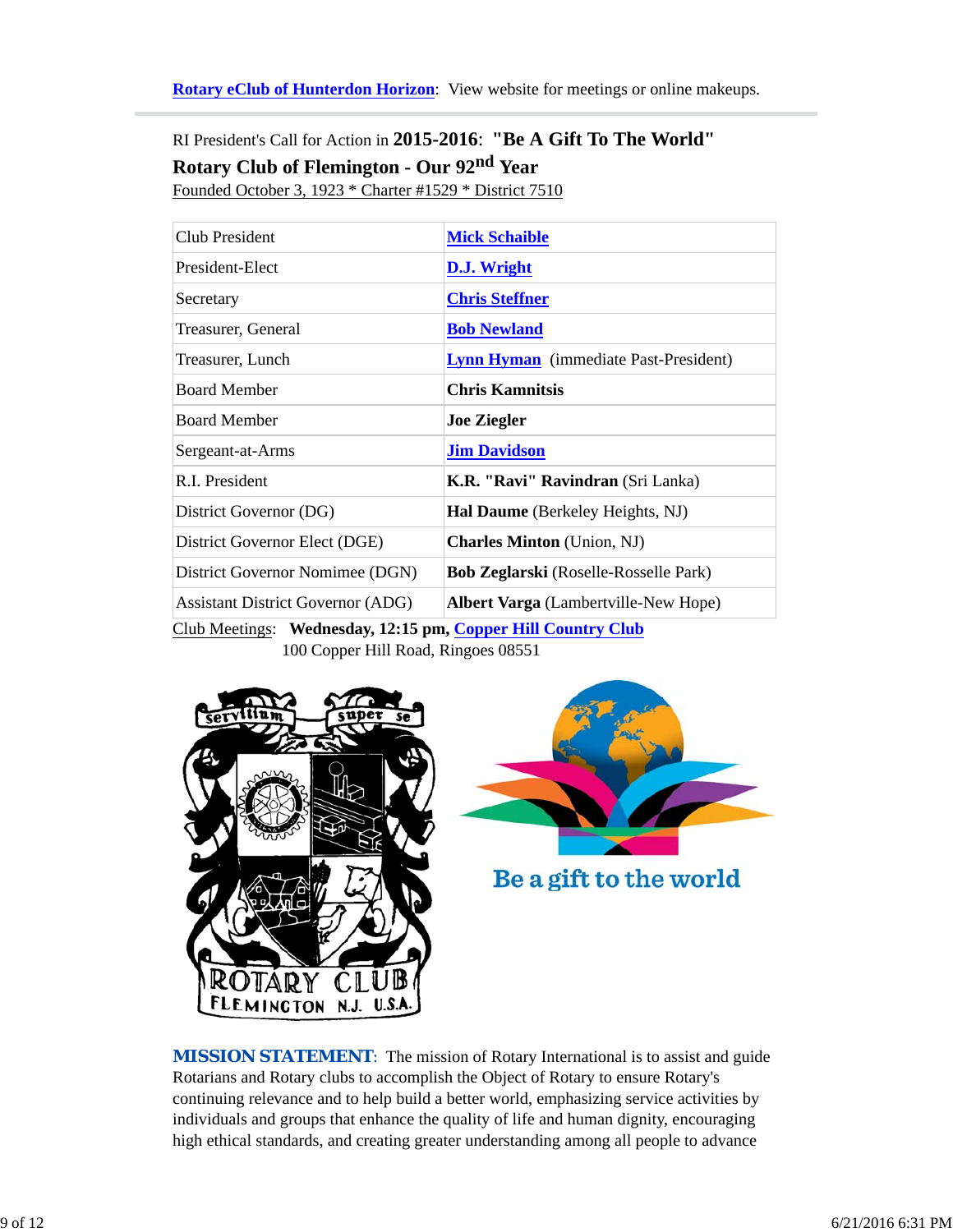**Rotary eClub of Hunterdon Horizon**: View website for meetings or online makeups.

---

RI President's Call for Action in **2015-2016**: **"Be A Gift To The World"**

**Rotary Club of Flemington - Our 92nd Year**

Founded October 3, 1923 * Charter #1529 * District 7510

| Club President | **Mick Schaible** |
|---|---|
| President-Elect | **D.J. Wright** |
| Secretary | **Chris Steffner** |
| Treasurer, General | **Bob Newland** |
| Treasurer, Lunch | **Lynn Hyman** (immediate Past-President) |
| Board Member | **Chris Kamnitsis** |
| Board Member | **Joe Ziegler** |
| Sergeant-at-Arms | **Jim Davidson** |
| R.I. President | **K.R. "Ravi" Ravindran** (Sri Lanka) |
| District Governor (DG) | **Hal Daume** (Berkeley Heights, NJ) |
| District Governor Elect (DGE) | **Charles Minton** (Union, NJ) |
| District Governor Nominee (DGN) | **Bob Zeglarski** (Roselle-Rosselle Park) |
| Assistant District Governor (ADG) | **Albert Varga** (Lambertville-New Hope) |

Club Meetings: **Wednesday, 12:15 pm, Copper Hill Country Club**
100 Copper Hill Road, Ringoes 08551

**MISSION STATEMENT**: The mission of Rotary International is to assist and guide Rotarians and Rotary clubs to accomplish the Object of Rotary to ensure Rotary's continuing relevance and to help build a better world, emphasizing service activities by individuals and groups that enhance the quality of life and human dignity, encouraging high ethical standards, and creating greater understanding among all people to advance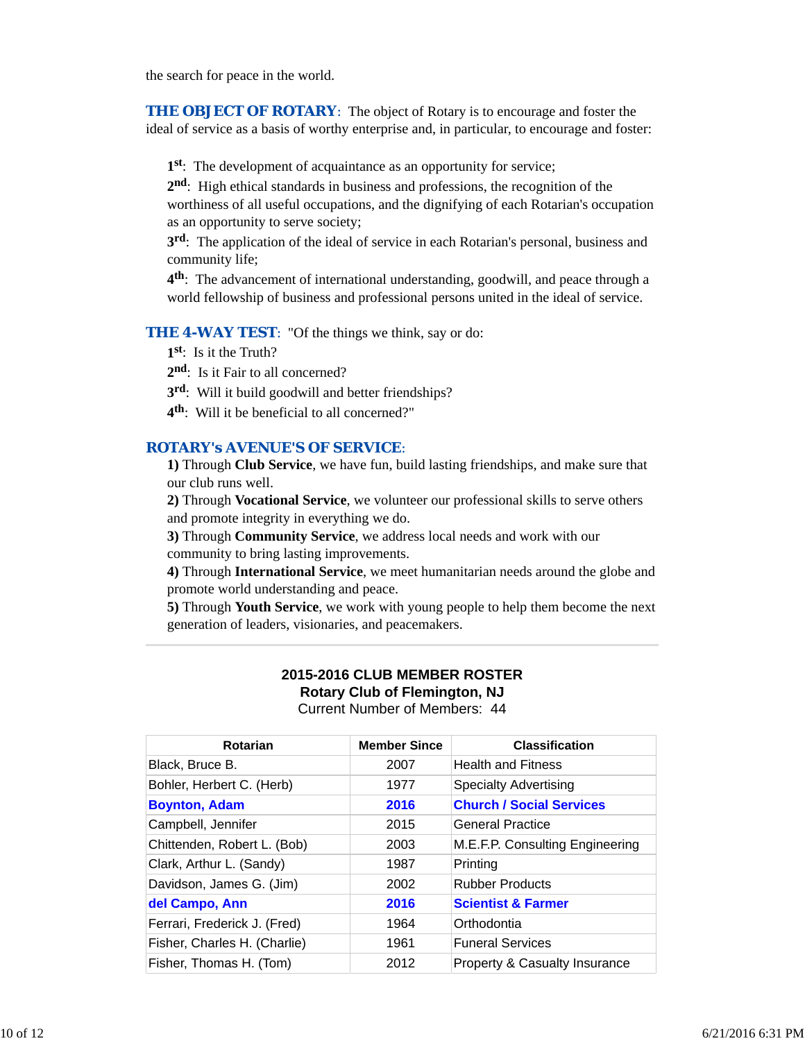the search for peace in the world.

**THE OBJECT OF ROTARY**: The object of Rotary is to encourage and foster the ideal of service as a basis of worthy enterprise and, in particular, to encourage and foster:

**1st**: The development of acquaintance as an opportunity for service;
**2nd**: High ethical standards in business and professions, the recognition of the worthiness of all useful occupations, and the dignifying of each Rotarian's occupation as an opportunity to serve society;
**3rd**: The application of the ideal of service in each Rotarian's personal, business and community life;
**4th**: The advancement of international understanding, goodwill, and peace through a world fellowship of business and professional persons united in the ideal of service.

**THE 4-WAY TEST**: "Of the things we think, say or do:
**1st**: Is it the Truth?
**2nd**: Is it Fair to all concerned?
**3rd**: Will it build goodwill and better friendships?
**4th**: Will it be beneficial to all concerned?"

**ROTARY's AVENUE'S OF SERVICE**:
**1)** Through **Club Service**, we have fun, build lasting friendships, and make sure that our club runs well.
**2)** Through **Vocational Service**, we volunteer our professional skills to serve others and promote integrity in everything we do.
**3)** Through **Community Service**, we address local needs and work with our community to bring lasting improvements.
**4)** Through **International Service**, we meet humanitarian needs around the globe and promote world understanding and peace.
**5)** Through **Youth Service**, we work with young people to help them become the next generation of leaders, visionaries, and peacemakers.

---

**2015-2016 CLUB MEMBER ROSTER**
**Rotary Club of Flemington, NJ**
Current Number of Members: 44

| Rotarian | Member Since | Classification |
|---|---|---|
| Black, Bruce B. | 2007 | Health and Fitness |
| Bohler, Herbert C. (Herb) | 1977 | Specialty Advertising |
| **Boynton, Adam** | **2016** | **Church / Social Services** |
| Campbell, Jennifer | 2015 | General Practice |
| Chittenden, Robert L. (Bob) | 2003 | M.E.F.P. Consulting Engineering |
| Clark, Arthur L. (Sandy) | 1987 | Printing |
| Davidson, James G. (Jim) | 2002 | Rubber Products |
| **del Campo, Ann** | **2016** | **Scientist & Farmer** |
| Ferrari, Frederick J. (Fred) | 1964 | Orthodontia |
| Fisher, Charles H. (Charlie) | 1961 | Funeral Services |
| Fisher, Thomas H. (Tom) | 2012 | Property & Casualty Insurance |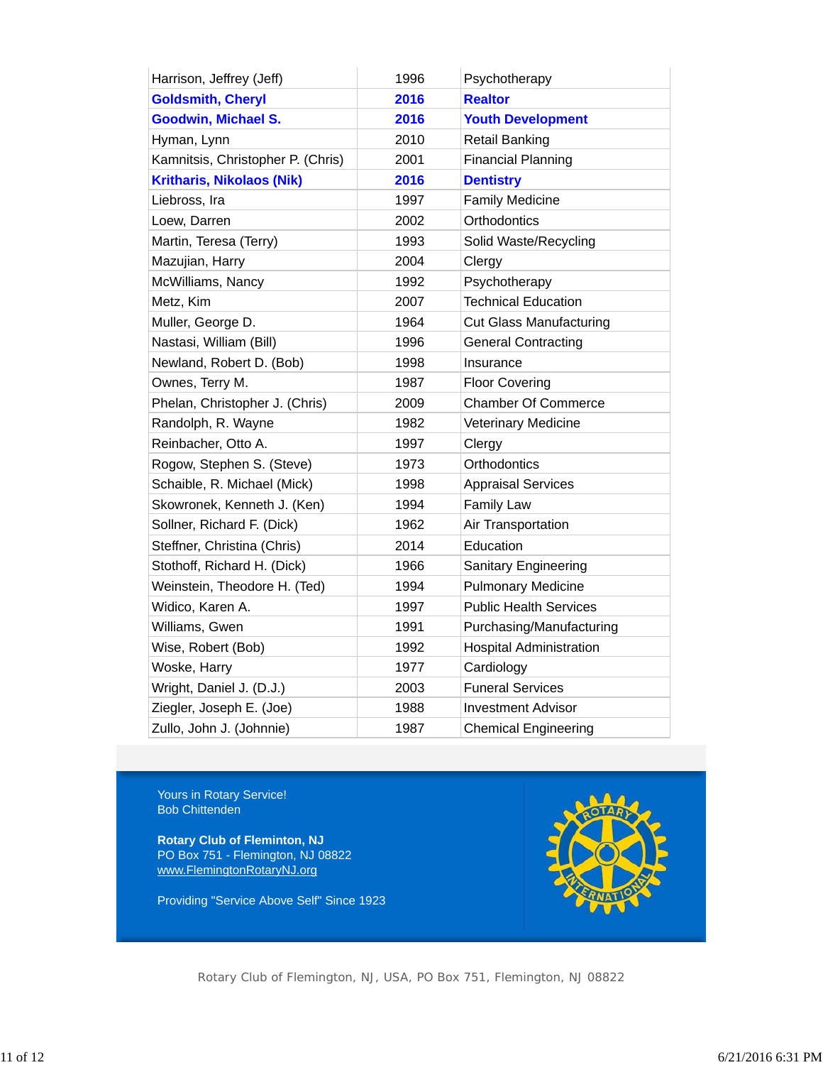| | | |
|---|---|---|
| Harrison, Jeffrey (Jeff) | 1996 | Psychotherapy |
| **Goldsmith, Cheryl** | **2016** | **Realtor** |
| **Goodwin, Michael S.** | **2016** | **Youth Development** |
| Hyman, Lynn | 2010 | Retail Banking |
| Kamnitsis, Christopher P. (Chris) | 2001 | Financial Planning |
| **Kritharis, Nikolaos (Nik)** | **2016** | **Dentistry** |
| Liebross, Ira | 1997 | Family Medicine |
| Loew, Darren | 2002 | Orthodontics |
| Martin, Teresa (Terry) | 1993 | Solid Waste/Recycling |
| Mazujian, Harry | 2004 | Clergy |
| McWilliams, Nancy | 1992 | Psychotherapy |
| Metz, Kim | 2007 | Technical Education |
| Muller, George D. | 1964 | Cut Glass Manufacturing |
| Nastasi, William (Bill) | 1996 | General Contracting |
| Newland, Robert D. (Bob) | 1998 | Insurance |
| Ownes, Terry M. | 1987 | Floor Covering |
| Phelan, Christopher J. (Chris) | 2009 | Chamber Of Commerce |
| Randolph, R. Wayne | 1982 | Veterinary Medicine |
| Reinbacher, Otto A. | 1997 | Clergy |
| Rogow, Stephen S. (Steve) | 1973 | Orthodontics |
| Schaible, R. Michael (Mick) | 1998 | Appraisal Services |
| Skowronek, Kenneth J. (Ken) | 1994 | Family Law |
| Sollner, Richard F. (Dick) | 1962 | Air Transportation |
| Steffner, Christina (Chris) | 2014 | Education |
| Stothoff, Richard H. (Dick) | 1966 | Sanitary Engineering |
| Weinstein, Theodore H. (Ted) | 1994 | Pulmonary Medicine |
| Widico, Karen A. | 1997 | Public Health Services |
| Williams, Gwen | 1991 | Purchasing/Manufacturing |
| Wise, Robert (Bob) | 1992 | Hospital Administration |
| Woske, Harry | 1977 | Cardiology |
| Wright, Daniel J. (D.J.) | 2003 | Funeral Services |
| Ziegler, Joseph E. (Joe) | 1988 | Investment Advisor |
| Zullo, John J. (Johnnie) | 1987 | Chemical Engineering |

Yours in Rotary Service!
Bob Chittenden

**Rotary Club of Fleminton, NJ**
PO Box 751 - Flemington, NJ 08822
www.FlemingtonRotaryNJ.org

Providing "Service Above Self" Since 1923

Rotary Club of Flemington, NJ, USA, PO Box 751, Flemington, NJ 08822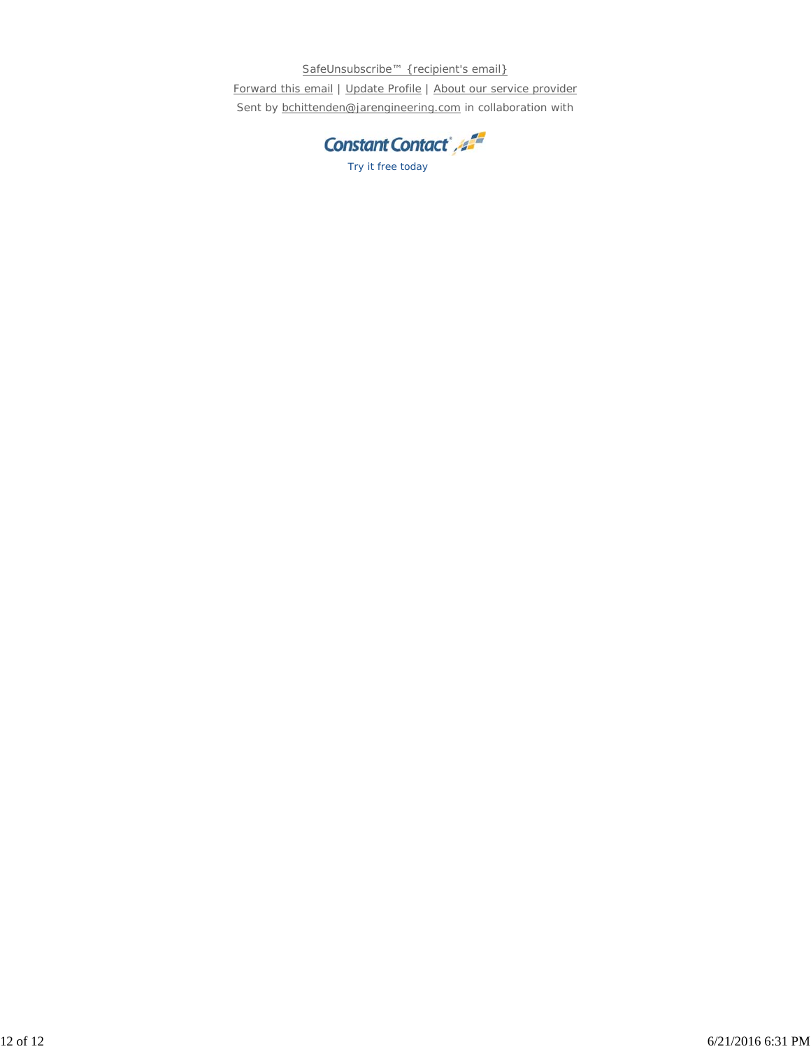SafeUnsubscribe™ {recipient's email}

Forward this email | Update Profile | About our service provider

Sent by bchittenden@jarengineering.com in collaboration with

Constant Contact

Try it free today